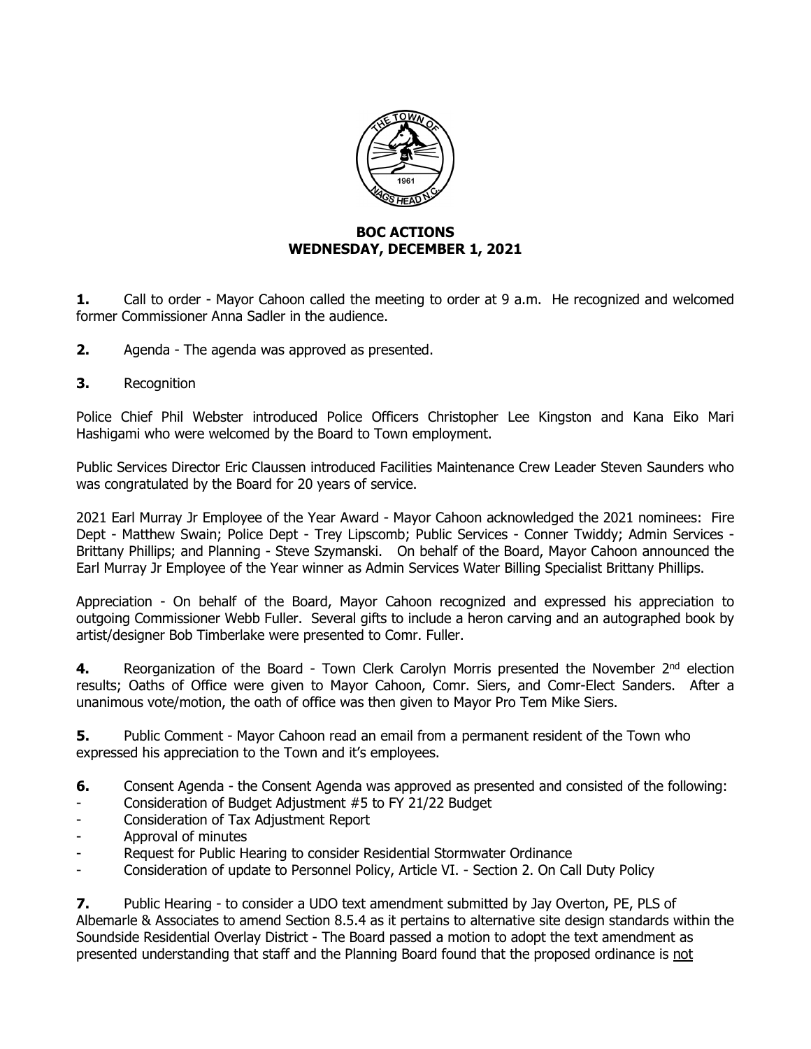**BOC ACTIONS**
**WEDNESDAY, DECEMBER 1, 2021**

**1.** Call to order - Mayor Cahoon called the meeting to order at 9 a.m. He recognized and welcomed former Commissioner Anna Sadler in the audience.

**2.** Agenda - The agenda was approved as presented.

**3.** Recognition

Police Chief Phil Webster introduced Police Officers Christopher Lee Kingston and Kana Eiko Mari Hashigami who were welcomed by the Board to Town employment.

Public Services Director Eric Claussen introduced Facilities Maintenance Crew Leader Steven Saunders who was congratulated by the Board for 20 years of service.

2021 Earl Murray Jr Employee of the Year Award - Mayor Cahoon acknowledged the 2021 nominees: Fire Dept - Matthew Swain; Police Dept - Trey Lipscomb; Public Services - Conner Twiddy; Admin Services - Brittany Phillips; and Planning - Steve Szymanski. On behalf of the Board, Mayor Cahoon announced the Earl Murray Jr Employee of the Year winner as Admin Services Water Billing Specialist Brittany Phillips.

Appreciation - On behalf of the Board, Mayor Cahoon recognized and expressed his appreciation to outgoing Commissioner Webb Fuller. Several gifts to include a heron carving and an autographed book by artist/designer Bob Timberlake were presented to Comr. Fuller.

**4.** Reorganization of the Board - Town Clerk Carolyn Morris presented the November 2nd election results; Oaths of Office were given to Mayor Cahoon, Comr. Siers, and Comr-Elect Sanders. After a unanimous vote/motion, the oath of office was then given to Mayor Pro Tem Mike Siers.

**5.** Public Comment - Mayor Cahoon read an email from a permanent resident of the Town who expressed his appreciation to the Town and it's employees.

**6.** Consent Agenda - the Consent Agenda was approved as presented and consisted of the following:

- Consideration of Budget Adjustment #5 to FY 21/22 Budget
- Consideration of Tax Adjustment Report
- Approval of minutes
- Request for Public Hearing to consider Residential Stormwater Ordinance
- Consideration of update to Personnel Policy, Article VI. - Section 2. On Call Duty Policy

**7.** Public Hearing - to consider a UDO text amendment submitted by Jay Overton, PE, PLS of Albemarle & Associates to amend Section 8.5.4 as it pertains to alternative site design standards within the Soundside Residential Overlay District - The Board passed a motion to adopt the text amendment as presented understanding that staff and the Planning Board found that the proposed ordinance is not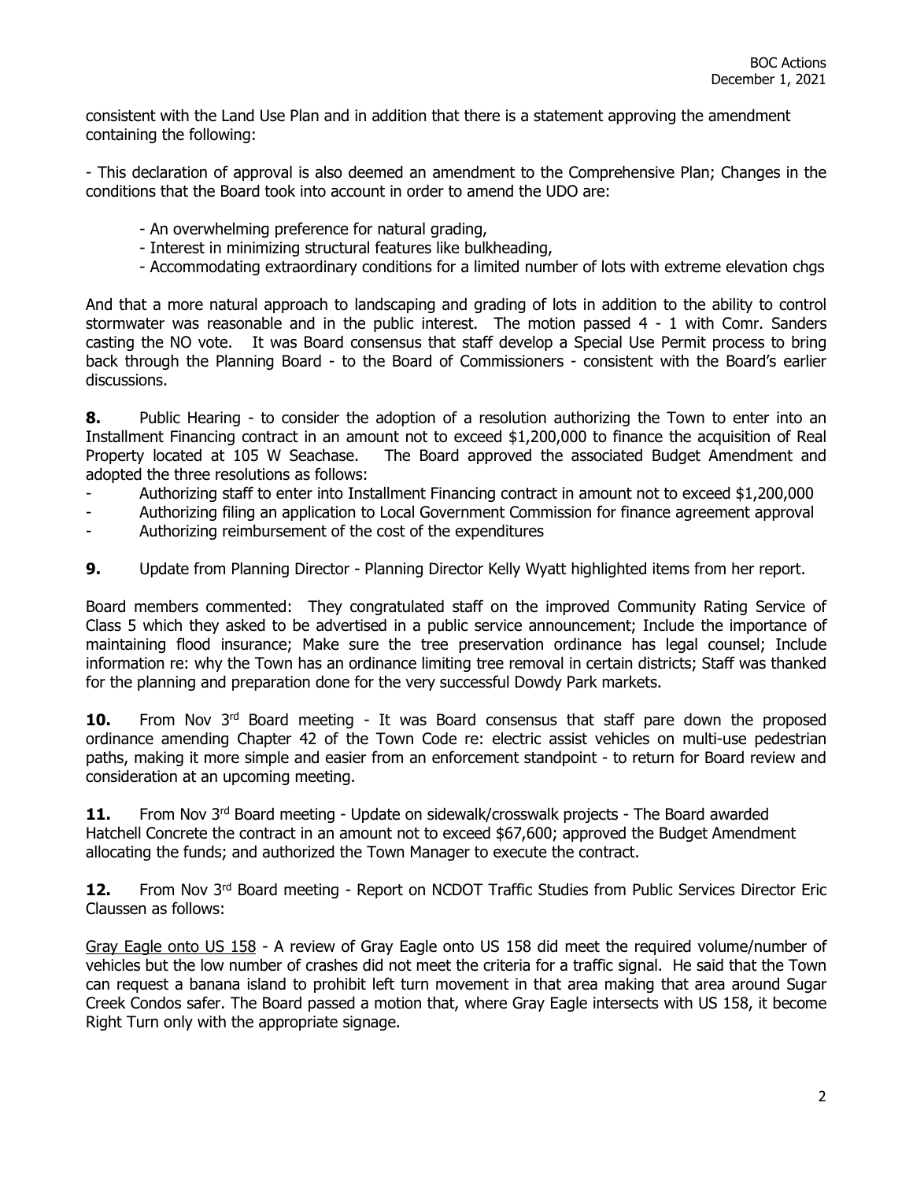consistent with the Land Use Plan and in addition that there is a statement approving the amendment containing the following:

- This declaration of approval is also deemed an amendment to the Comprehensive Plan; Changes in the conditions that the Board took into account in order to amend the UDO are:

  - An overwhelming preference for natural grading,
  - Interest in minimizing structural features like bulkheading,
  - Accommodating extraordinary conditions for a limited number of lots with extreme elevation chgs

And that a more natural approach to landscaping and grading of lots in addition to the ability to control stormwater was reasonable and in the public interest. The motion passed 4 - 1 with Comr. Sanders casting the NO vote. It was Board consensus that staff develop a Special Use Permit process to bring back through the Planning Board - to the Board of Commissioners - consistent with the Board's earlier discussions.

**8.** Public Hearing - to consider the adoption of a resolution authorizing the Town to enter into an Installment Financing contract in an amount not to exceed $1,200,000 to finance the acquisition of Real Property located at 105 W Seachase. The Board approved the associated Budget Amendment and adopted the three resolutions as follows:

- Authorizing staff to enter into Installment Financing contract in amount not to exceed $1,200,000
- Authorizing filing an application to Local Government Commission for finance agreement approval
- Authorizing reimbursement of the cost of the expenditures

**9.** Update from Planning Director - Planning Director Kelly Wyatt highlighted items from her report.

Board members commented: They congratulated staff on the improved Community Rating Service of Class 5 which they asked to be advertised in a public service announcement; Include the importance of maintaining flood insurance; Make sure the tree preservation ordinance has legal counsel; Include information re: why the Town has an ordinance limiting tree removal in certain districts; Staff was thanked for the planning and preparation done for the very successful Dowdy Park markets.

**10.** From Nov 3rd Board meeting - It was Board consensus that staff pare down the proposed ordinance amending Chapter 42 of the Town Code re: electric assist vehicles on multi-use pedestrian paths, making it more simple and easier from an enforcement standpoint - to return for Board review and consideration at an upcoming meeting.

**11.** From Nov 3rd Board meeting - Update on sidewalk/crosswalk projects - The Board awarded Hatchell Concrete the contract in an amount not to exceed $67,600; approved the Budget Amendment allocating the funds; and authorized the Town Manager to execute the contract.

**12.** From Nov 3rd Board meeting - Report on NCDOT Traffic Studies from Public Services Director Eric Claussen as follows:

<u>Gray Eagle onto US 158</u> - A review of Gray Eagle onto US 158 did meet the required volume/number of vehicles but the low number of crashes did not meet the criteria for a traffic signal. He said that the Town can request a banana island to prohibit left turn movement in that area making that area around Sugar Creek Condos safer. The Board passed a motion that, where Gray Eagle intersects with US 158, it become Right Turn only with the appropriate signage.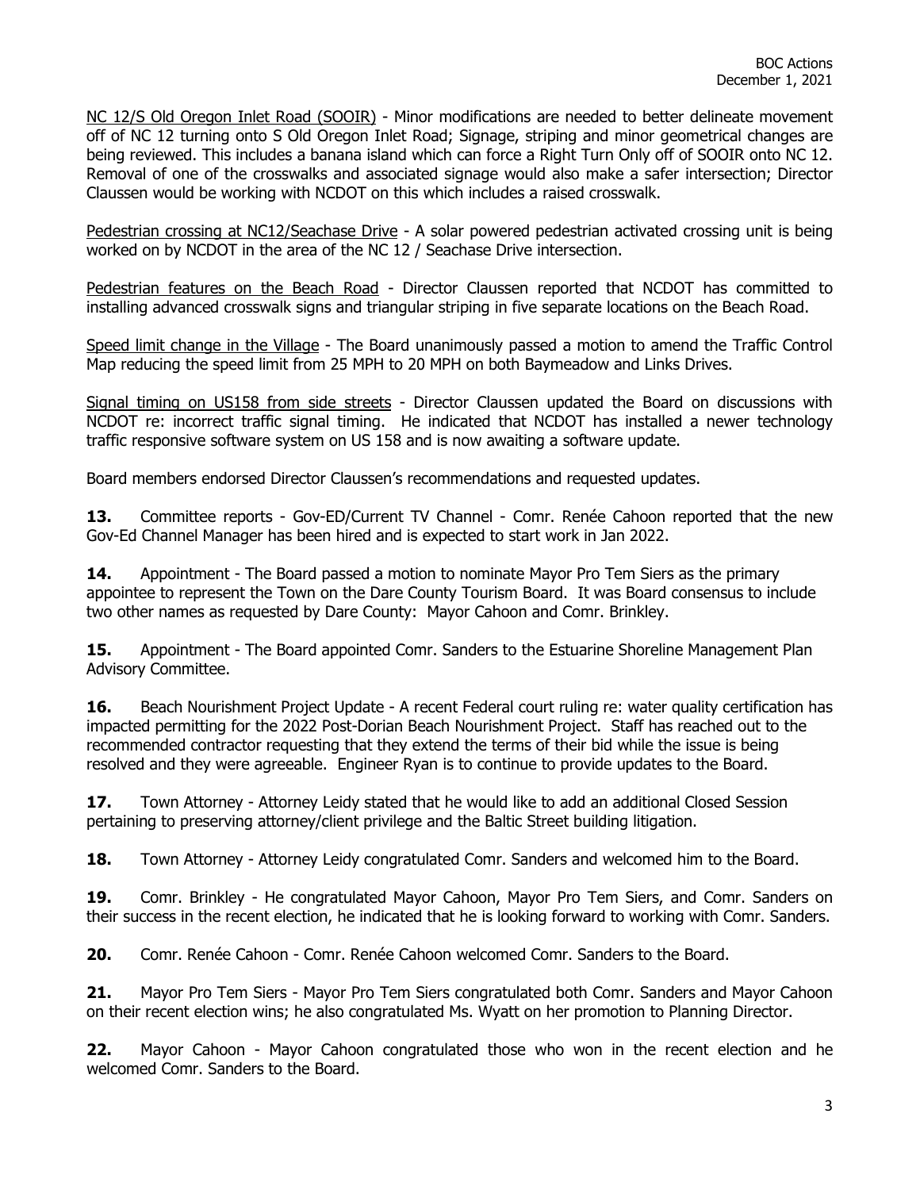NC 12/S Old Oregon Inlet Road (SOOIR) - Minor modifications are needed to better delineate movement off of NC 12 turning onto S Old Oregon Inlet Road; Signage, striping and minor geometrical changes are being reviewed. This includes a banana island which can force a Right Turn Only off of SOOIR onto NC 12. Removal of one of the crosswalks and associated signage would also make a safer intersection; Director Claussen would be working with NCDOT on this which includes a raised crosswalk.

Pedestrian crossing at NC12/Seachase Drive - A solar powered pedestrian activated crossing unit is being worked on by NCDOT in the area of the NC 12 / Seachase Drive intersection.

Pedestrian features on the Beach Road - Director Claussen reported that NCDOT has committed to installing advanced crosswalk signs and triangular striping in five separate locations on the Beach Road.

Speed limit change in the Village - The Board unanimously passed a motion to amend the Traffic Control Map reducing the speed limit from 25 MPH to 20 MPH on both Baymeadow and Links Drives.

Signal timing on US158 from side streets - Director Claussen updated the Board on discussions with NCDOT re: incorrect traffic signal timing. He indicated that NCDOT has installed a newer technology traffic responsive software system on US 158 and is now awaiting a software update.

Board members endorsed Director Claussen's recommendations and requested updates.

**13.** Committee reports - Gov-ED/Current TV Channel - Comr. Renée Cahoon reported that the new Gov-Ed Channel Manager has been hired and is expected to start work in Jan 2022.

**14.** Appointment - The Board passed a motion to nominate Mayor Pro Tem Siers as the primary appointee to represent the Town on the Dare County Tourism Board. It was Board consensus to include two other names as requested by Dare County: Mayor Cahoon and Comr. Brinkley.

**15.** Appointment - The Board appointed Comr. Sanders to the Estuarine Shoreline Management Plan Advisory Committee.

**16.** Beach Nourishment Project Update - A recent Federal court ruling re: water quality certification has impacted permitting for the 2022 Post-Dorian Beach Nourishment Project. Staff has reached out to the recommended contractor requesting that they extend the terms of their bid while the issue is being resolved and they were agreeable. Engineer Ryan is to continue to provide updates to the Board.

**17.** Town Attorney - Attorney Leidy stated that he would like to add an additional Closed Session pertaining to preserving attorney/client privilege and the Baltic Street building litigation.

**18.** Town Attorney - Attorney Leidy congratulated Comr. Sanders and welcomed him to the Board.

**19.** Comr. Brinkley - He congratulated Mayor Cahoon, Mayor Pro Tem Siers, and Comr. Sanders on their success in the recent election, he indicated that he is looking forward to working with Comr. Sanders.

**20.** Comr. Renée Cahoon - Comr. Renée Cahoon welcomed Comr. Sanders to the Board.

**21.** Mayor Pro Tem Siers - Mayor Pro Tem Siers congratulated both Comr. Sanders and Mayor Cahoon on their recent election wins; he also congratulated Ms. Wyatt on her promotion to Planning Director.

**22.** Mayor Cahoon - Mayor Cahoon congratulated those who won in the recent election and he welcomed Comr. Sanders to the Board.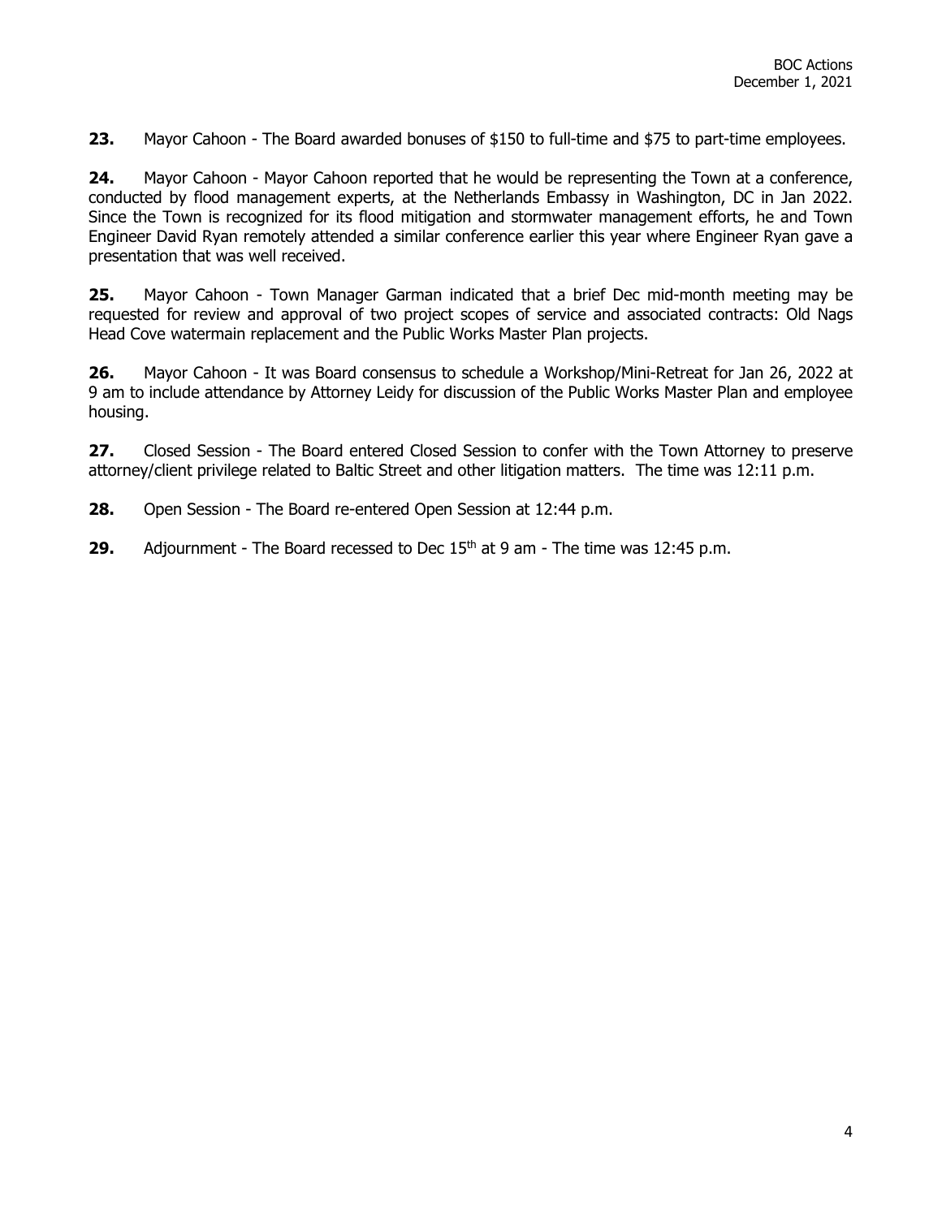**23.** Mayor Cahoon - The Board awarded bonuses of $150 to full-time and $75 to part-time employees.

**24.** Mayor Cahoon - Mayor Cahoon reported that he would be representing the Town at a conference, conducted by flood management experts, at the Netherlands Embassy in Washington, DC in Jan 2022. Since the Town is recognized for its flood mitigation and stormwater management efforts, he and Town Engineer David Ryan remotely attended a similar conference earlier this year where Engineer Ryan gave a presentation that was well received.

**25.** Mayor Cahoon - Town Manager Garman indicated that a brief Dec mid-month meeting may be requested for review and approval of two project scopes of service and associated contracts: Old Nags Head Cove watermain replacement and the Public Works Master Plan projects.

**26.** Mayor Cahoon - It was Board consensus to schedule a Workshop/Mini-Retreat for Jan 26, 2022 at 9 am to include attendance by Attorney Leidy for discussion of the Public Works Master Plan and employee housing.

**27.** Closed Session - The Board entered Closed Session to confer with the Town Attorney to preserve attorney/client privilege related to Baltic Street and other litigation matters. The time was 12:11 p.m.

**28.** Open Session - The Board re-entered Open Session at 12:44 p.m.

**29.** Adjournment - The Board recessed to Dec 15th at 9 am - The time was 12:45 p.m.